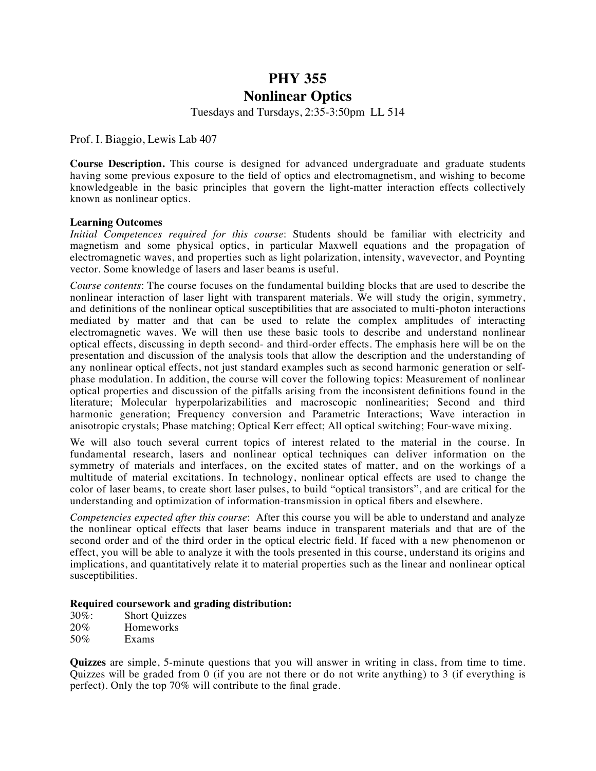# PHY 355
# Nonlinear Optics

Tuesdays and Tursdays, 2:35-3:50pm LL 514

Prof. I. Biaggio, Lewis Lab 407

**Course Description.** This course is designed for advanced undergraduate and graduate students having some previous exposure to the field of optics and electromagnetism, and wishing to become knowledgeable in the basic principles that govern the light-matter interaction effects collectively known as nonlinear optics.

**Learning Outcomes**

*Initial Competences required for this course*: Students should be familiar with electricity and magnetism and some physical optics, in particular Maxwell equations and the propagation of electromagnetic waves, and properties such as light polarization, intensity, wavevector, and Poynting vector. Some knowledge of lasers and laser beams is useful.

*Course contents*: The course focuses on the fundamental building blocks that are used to describe the nonlinear interaction of laser light with transparent materials. We will study the origin, symmetry, and definitions of the nonlinear optical susceptibilities that are associated to multi-photon interactions mediated by matter and that can be used to relate the complex amplitudes of interacting electromagnetic waves. We will then use these basic tools to describe and understand nonlinear optical effects, discussing in depth second- and third-order effects. The emphasis here will be on the presentation and discussion of the analysis tools that allow the description and the understanding of any nonlinear optical effects, not just standard examples such as second harmonic generation or self-phase modulation. In addition, the course will cover the following topics: Measurement of nonlinear optical properties and discussion of the pitfalls arising from the inconsistent definitions found in the literature; Molecular hyperpolarizabilities and macroscopic nonlinearities; Second and third harmonic generation; Frequency conversion and Parametric Interactions; Wave interaction in anisotropic crystals; Phase matching; Optical Kerr effect; All optical switching; Four-wave mixing.

We will also touch several current topics of interest related to the material in the course. In fundamental research, lasers and nonlinear optical techniques can deliver information on the symmetry of materials and interfaces, on the excited states of matter, and on the workings of a multitude of material excitations. In technology, nonlinear optical effects are used to change the color of laser beams, to create short laser pulses, to build "optical transistors", and are critical for the understanding and optimization of information-transmission in optical fibers and elsewhere.

*Competencies expected after this course*: After this course you will be able to understand and analyze the nonlinear optical effects that laser beams induce in transparent materials and that are of the second order and of the third order in the optical electric field. If faced with a new phenomenon or effect, you will be able to analyze it with the tools presented in this course, understand its origins and implications, and quantitatively relate it to material properties such as the linear and nonlinear optical susceptibilities.

**Required coursework and grading distribution:**

30%: Short Quizzes
20% Homeworks
50% Exams

**Quizzes** are simple, 5-minute questions that you will answer in writing in class, from time to time. Quizzes will be graded from 0 (if you are not there or do not write anything) to 3 (if everything is perfect). Only the top 70% will contribute to the final grade.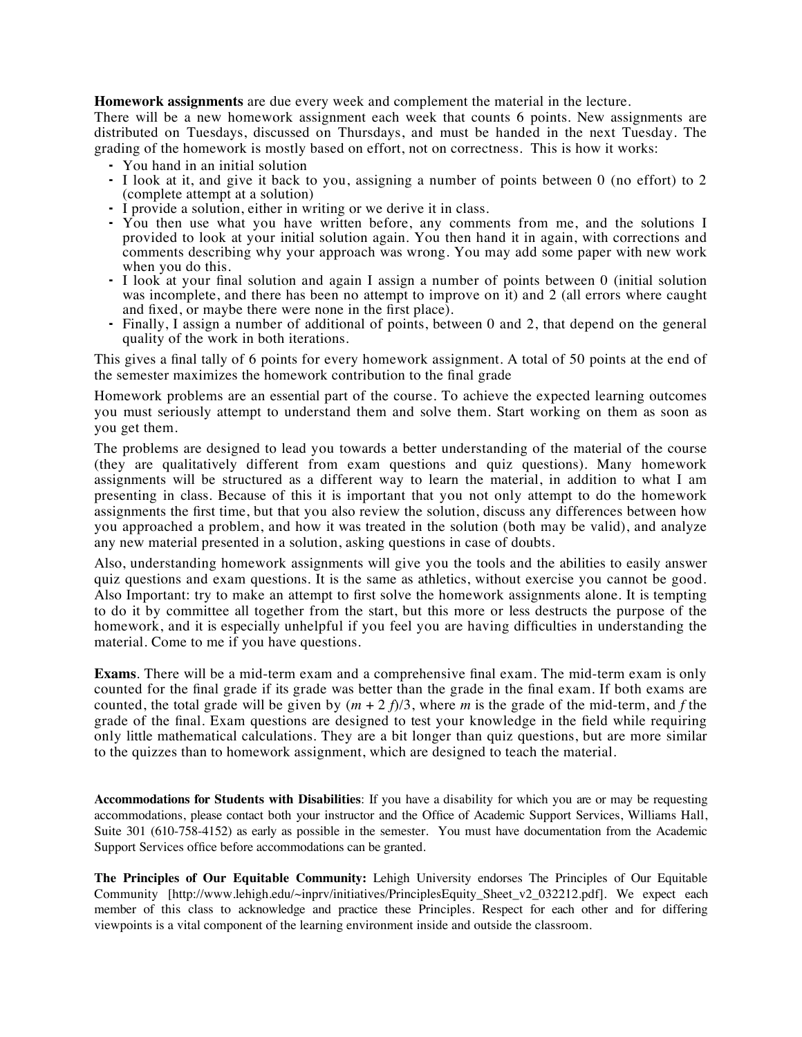**Homework assignments** are due every week and complement the material in the lecture.
There will be a new homework assignment each week that counts 6 points. New assignments are distributed on Tuesdays, discussed on Thursdays, and must be handed in the next Tuesday. The grading of the homework is mostly based on effort, not on correctness. This is how it works:

- You hand in an initial solution
- I look at it, and give it back to you, assigning a number of points between 0 (no effort) to 2 (complete attempt at a solution)
- I provide a solution, either in writing or we derive it in class.
- You then use what you have written before, any comments from me, and the solutions I provided to look at your initial solution again. You then hand it in again, with corrections and comments describing why your approach was wrong. You may add some paper with new work when you do this.
- I look at your final solution and again I assign a number of points between 0 (initial solution was incomplete, and there has been no attempt to improve on it) and 2 (all errors where caught and fixed, or maybe there were none in the first place).
- Finally, I assign a number of additional of points, between 0 and 2, that depend on the general quality of the work in both iterations.

This gives a final tally of 6 points for every homework assignment. A total of 50 points at the end of the semester maximizes the homework contribution to the final grade

Homework problems are an essential part of the course. To achieve the expected learning outcomes you must seriously attempt to understand them and solve them. Start working on them as soon as you get them.

The problems are designed to lead you towards a better understanding of the material of the course (they are qualitatively different from exam questions and quiz questions). Many homework assignments will be structured as a different way to learn the material, in addition to what I am presenting in class. Because of this it is important that you not only attempt to do the homework assignments the first time, but that you also review the solution, discuss any differences between how you approached a problem, and how it was treated in the solution (both may be valid), and analyze any new material presented in a solution, asking questions in case of doubts.

Also, understanding homework assignments will give you the tools and the abilities to easily answer quiz questions and exam questions. It is the same as athletics, without exercise you cannot be good. Also Important: try to make an attempt to first solve the homework assignments alone. It is tempting to do it by committee all together from the start, but this more or less destructs the purpose of the homework, and it is especially unhelpful if you feel you are having difficulties in understanding the material. Come to me if you have questions.

**Exams**. There will be a mid-term exam and a comprehensive final exam. The mid-term exam is only counted for the final grade if its grade was better than the grade in the final exam. If both exams are counted, the total grade will be given by $(m + 2f)/3$, where $m$ is the grade of the mid-term, and $f$ the grade of the final. Exam questions are designed to test your knowledge in the field while requiring only little mathematical calculations. They are a bit longer than quiz questions, but are more similar to the quizzes than to homework assignment, which are designed to teach the material.

**Accommodations for Students with Disabilities**: If you have a disability for which you are or may be requesting accommodations, please contact both your instructor and the Office of Academic Support Services, Williams Hall, Suite 301 (610-758-4152) as early as possible in the semester. You must have documentation from the Academic Support Services office before accommodations can be granted.

**The Principles of Our Equitable Community:** Lehigh University endorses The Principles of Our Equitable Community [http://www.lehigh.edu/~inprv/initiatives/PrinciplesEquity_Sheet_v2_032212.pdf]. We expect each member of this class to acknowledge and practice these Principles. Respect for each other and for differing viewpoints is a vital component of the learning environment inside and outside the classroom.